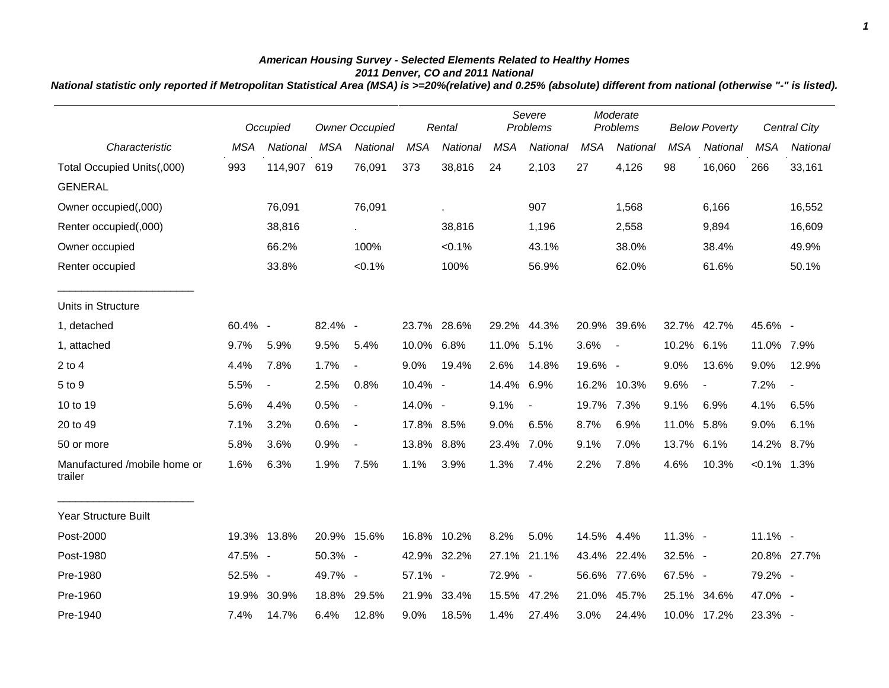***American Housing Survey - Selected Elements Related to Healthy Homes***
***2011 Denver, CO and 2011 National***
***National statistic only reported if Metropolitan Statistical Area (MSA) is >=20%(relative) and 0.25% (absolute) different from national (otherwise "-" is listed).***

| | *Occupied* | | *Owner Occupied* | | *Rental* | | *Severe Problems* | | *Moderate Problems* | | *Below Poverty* | | *Central City* | |
|---|---|---|---|---|---|---|---|---|---|---|---|---|---|---|
| *Characteristic* | *MSA* | *National* | *MSA* | *National* | *MSA* | *National* | *MSA* | *National* | *MSA* | *National* | *MSA* | *National* | *MSA* | *National* |
| Total Occupied Units(,000) | 993 | 114,907 | 619 | 76,091 | 373 | 38,816 | 24 | 2,103 | 27 | 4,126 | 98 | 16,060 | 266 | 33,161 |
| GENERAL | | | | | | | | | | | | | | |
| Owner occupied(,000) | | 76,091 | | 76,091 | | . | | 907 | | 1,568 | | 6,166 | | 16,552 |
| Renter occupied(,000) | | 38,816 | | . | | 38,816 | | 1,196 | | 2,558 | | 9,894 | | 16,609 |
| Owner occupied | | 66.2% | | 100% | | <0.1% | | 43.1% | | 38.0% | | 38.4% | | 49.9% |
| Renter occupied | | 33.8% | | <0.1% | | 100% | | 56.9% | | 62.0% | | 61.6% | | 50.1% |
| Units in Structure | | | | | | | | | | | | | | |
| 1, detached | 60.4% | - | 82.4% | - | 23.7% | 28.6% | 29.2% | 44.3% | 20.9% | 39.6% | 32.7% | 42.7% | 45.6% | - |
| 1, attached | 9.7% | 5.9% | 9.5% | 5.4% | 10.0% | 6.8% | 11.0% | 5.1% | 3.6% | - | 10.2% | 6.1% | 11.0% | 7.9% |
| 2 to 4 | 4.4% | 7.8% | 1.7% | - | 9.0% | 19.4% | 2.6% | 14.8% | 19.6% | - | 9.0% | 13.6% | 9.0% | 12.9% |
| 5 to 9 | 5.5% | - | 2.5% | 0.8% | 10.4% | - | 14.4% | 6.9% | 16.2% | 10.3% | 9.6% | - | 7.2% | - |
| 10 to 19 | 5.6% | 4.4% | 0.5% | - | 14.0% | - | 9.1% | - | 19.7% | 7.3% | 9.1% | 6.9% | 4.1% | 6.5% |
| 20 to 49 | 7.1% | 3.2% | 0.6% | - | 17.8% | 8.5% | 9.0% | 6.5% | 8.7% | 6.9% | 11.0% | 5.8% | 9.0% | 6.1% |
| 50 or more | 5.8% | 3.6% | 0.9% | - | 13.8% | 8.8% | 23.4% | 7.0% | 9.1% | 7.0% | 13.7% | 6.1% | 14.2% | 8.7% |
| Manufactured /mobile home or trailer | 1.6% | 6.3% | 1.9% | 7.5% | 1.1% | 3.9% | 1.3% | 7.4% | 2.2% | 7.8% | 4.6% | 10.3% | <0.1% | 1.3% |
| Year Structure Built | | | | | | | | | | | | | | |
| Post-2000 | 19.3% | 13.8% | 20.9% | 15.6% | 16.8% | 10.2% | 8.2% | 5.0% | 14.5% | 4.4% | 11.3% | - | 11.1% | - |
| Post-1980 | 47.5% | - | 50.3% | - | 42.9% | 32.2% | 27.1% | 21.1% | 43.4% | 22.4% | 32.5% | - | 20.8% | 27.7% |
| Pre-1980 | 52.5% | - | 49.7% | - | 57.1% | - | 72.9% | - | 56.6% | 77.6% | 67.5% | - | 79.2% | - |
| Pre-1960 | 19.9% | 30.9% | 18.8% | 29.5% | 21.9% | 33.4% | 15.5% | 47.2% | 21.0% | 45.7% | 25.1% | 34.6% | 47.0% | - |
| Pre-1940 | 7.4% | 14.7% | 6.4% | 12.8% | 9.0% | 18.5% | 1.4% | 27.4% | 3.0% | 24.4% | 10.0% | 17.2% | 23.3% | - |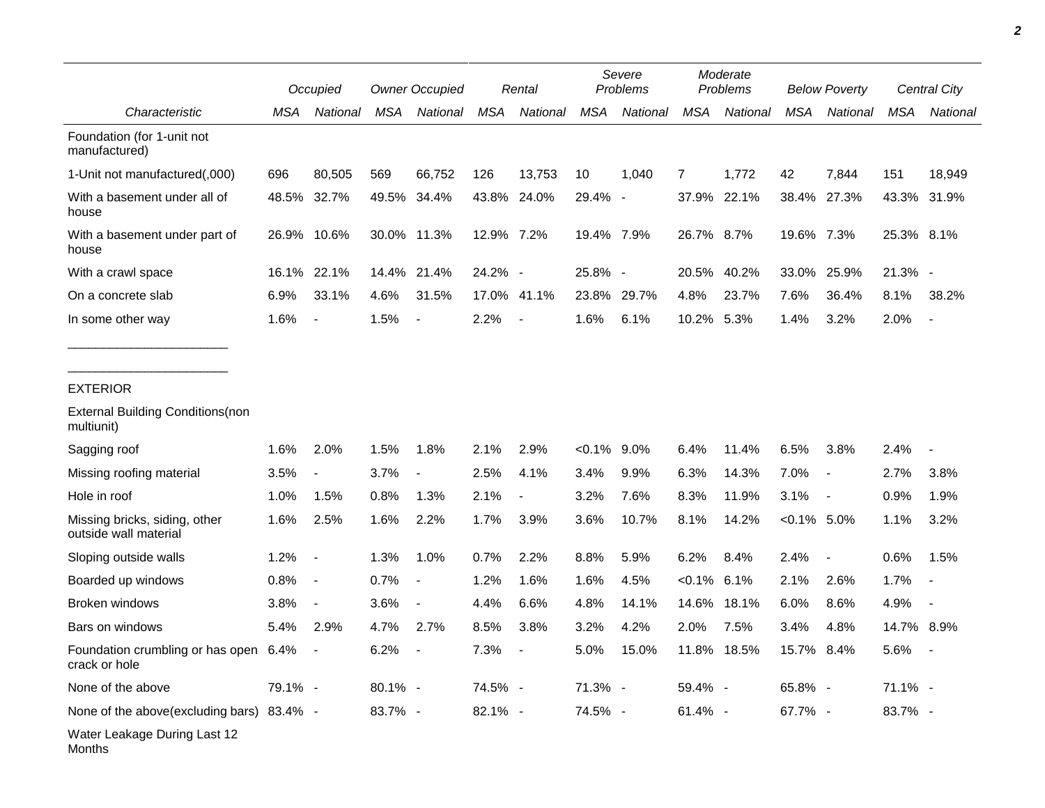| Characteristic | Occupied | | Owner Occupied | | Rental | | Severe Problems | | Moderate Problems | | Below Poverty | | Central City | |
|---|---|---|---|---|---|---|---|---|---|---|---|---|---|---|
| | MSA | National | MSA | National | MSA | National | MSA | National | MSA | National | MSA | National | MSA | National |
| Foundation (for 1-unit not manufactured) | | | | | | | | | | | | | | |
| 1-Unit not manufactured(,000) | 696 | 80,505 | 569 | 66,752 | 126 | 13,753 | 10 | 1,040 | 7 | 1,772 | 42 | 7,844 | 151 | 18,949 |
| With a basement under all of house | 48.5% | 32.7% | 49.5% | 34.4% | 43.8% | 24.0% | 29.4% | - | 37.9% | 22.1% | 38.4% | 27.3% | 43.3% | 31.9% |
| With a basement under part of house | 26.9% | 10.6% | 30.0% | 11.3% | 12.9% | 7.2% | 19.4% | 7.9% | 26.7% | 8.7% | 19.6% | 7.3% | 25.3% | 8.1% |
| With a crawl space | 16.1% | 22.1% | 14.4% | 21.4% | 24.2% | - | 25.8% | - | 20.5% | 40.2% | 33.0% | 25.9% | 21.3% | - |
| On a concrete slab | 6.9% | 33.1% | 4.6% | 31.5% | 17.0% | 41.1% | 23.8% | 29.7% | 4.8% | 23.7% | 7.6% | 36.4% | 8.1% | 38.2% |
| In some other way | 1.6% | - | 1.5% | - | 2.2% | - | 1.6% | 6.1% | 10.2% | 5.3% | 1.4% | 3.2% | 2.0% | - |
| EXTERIOR | | | | | | | | | | | | | | |
| External Building Conditions(non multiunit) | | | | | | | | | | | | | | |
| Sagging roof | 1.6% | 2.0% | 1.5% | 1.8% | 2.1% | 2.9% | <0.1% | 9.0% | 6.4% | 11.4% | 6.5% | 3.8% | 2.4% | - |
| Missing roofing material | 3.5% | - | 3.7% | - | 2.5% | 4.1% | 3.4% | 9.9% | 6.3% | 14.3% | 7.0% | - | 2.7% | 3.8% |
| Hole in roof | 1.0% | 1.5% | 0.8% | 1.3% | 2.1% | - | 3.2% | 7.6% | 8.3% | 11.9% | 3.1% | - | 0.9% | 1.9% |
| Missing bricks, siding, other outside wall material | 1.6% | 2.5% | 1.6% | 2.2% | 1.7% | 3.9% | 3.6% | 10.7% | 8.1% | 14.2% | <0.1% | 5.0% | 1.1% | 3.2% |
| Sloping outside walls | 1.2% | - | 1.3% | 1.0% | 0.7% | 2.2% | 8.8% | 5.9% | 6.2% | 8.4% | 2.4% | - | 0.6% | 1.5% |
| Boarded up windows | 0.8% | - | 0.7% | - | 1.2% | 1.6% | 1.6% | 4.5% | <0.1% | 6.1% | 2.1% | 2.6% | 1.7% | - |
| Broken windows | 3.8% | - | 3.6% | - | 4.4% | 6.6% | 4.8% | 14.1% | 14.6% | 18.1% | 6.0% | 8.6% | 4.9% | - |
| Bars on windows | 5.4% | 2.9% | 4.7% | 2.7% | 8.5% | 3.8% | 3.2% | 4.2% | 2.0% | 7.5% | 3.4% | 4.8% | 14.7% | 8.9% |
| Foundation crumbling or has open crack or hole | 6.4% | - | 6.2% | - | 7.3% | - | 5.0% | 15.0% | 11.8% | 18.5% | 15.7% | 8.4% | 5.6% | - |
| None of the above | 79.1% | - | 80.1% | - | 74.5% | - | 71.3% | - | 59.4% | - | 65.8% | - | 71.1% | - |
| None of the above(excluding bars) | 83.4% | - | 83.7% | - | 82.1% | - | 74.5% | - | 61.4% | - | 67.7% | - | 83.7% | - |
| Water Leakage During Last 12 Months | | | | | | | | | | | | | | |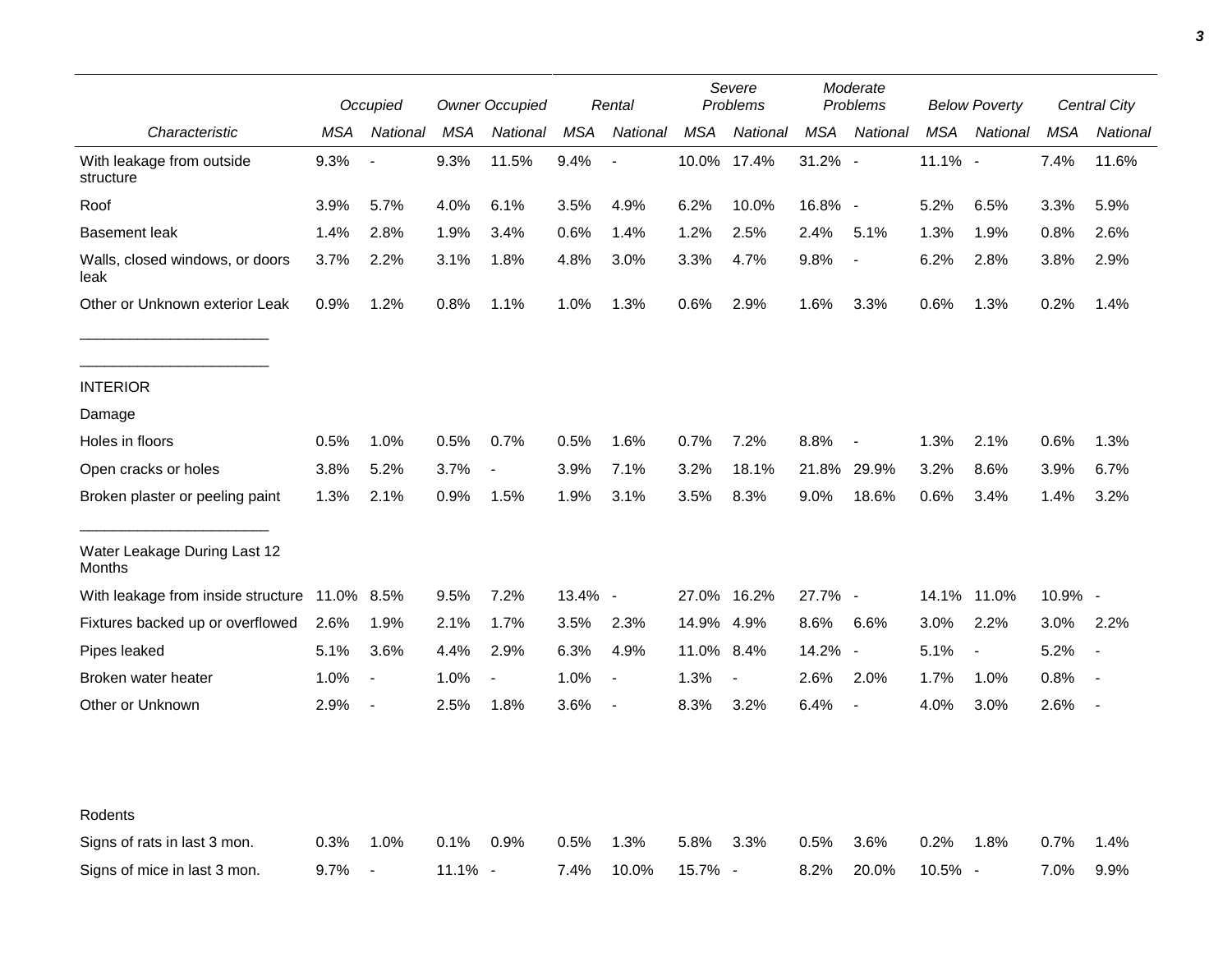| Characteristic | Occupied | | Owner Occupied | | Rental | | Severe Problems | | Moderate Problems | | Below Poverty | | Central City | |
|---|---|---|---|---|---|---|---|---|---|---|---|---|---|---|
| | MSA | National | MSA | National | MSA | National | MSA | National | MSA | National | MSA | National | MSA | National |
| With leakage from outside structure | 9.3% | - | 9.3% | 11.5% | 9.4% | - | 10.0% | 17.4% | 31.2% | - | 11.1% | - | 7.4% | 11.6% |
| Roof | 3.9% | 5.7% | 4.0% | 6.1% | 3.5% | 4.9% | 6.2% | 10.0% | 16.8% | - | 5.2% | 6.5% | 3.3% | 5.9% |
| Basement leak | 1.4% | 2.8% | 1.9% | 3.4% | 0.6% | 1.4% | 1.2% | 2.5% | 2.4% | 5.1% | 1.3% | 1.9% | 0.8% | 2.6% |
| Walls, closed windows, or doors leak | 3.7% | 2.2% | 3.1% | 1.8% | 4.8% | 3.0% | 3.3% | 4.7% | 9.8% | - | 6.2% | 2.8% | 3.8% | 2.9% |
| Other or Unknown exterior Leak | 0.9% | 1.2% | 0.8% | 1.1% | 1.0% | 1.3% | 0.6% | 2.9% | 1.6% | 3.3% | 0.6% | 1.3% | 0.2% | 1.4% |
| INTERIOR | | | | | | | | | | | | | | |
| Damage | | | | | | | | | | | | | | |
| Holes in floors | 0.5% | 1.0% | 0.5% | 0.7% | 0.5% | 1.6% | 0.7% | 7.2% | 8.8% | - | 1.3% | 2.1% | 0.6% | 1.3% |
| Open cracks or holes | 3.8% | 5.2% | 3.7% | - | 3.9% | 7.1% | 3.2% | 18.1% | 21.8% | 29.9% | 3.2% | 8.6% | 3.9% | 6.7% |
| Broken plaster or peeling paint | 1.3% | 2.1% | 0.9% | 1.5% | 1.9% | 3.1% | 3.5% | 8.3% | 9.0% | 18.6% | 0.6% | 3.4% | 1.4% | 3.2% |
| Water Leakage During Last 12 Months | | | | | | | | | | | | | | |
| With leakage from inside structure | 11.0% | 8.5% | 9.5% | 7.2% | 13.4% | - | 27.0% | 16.2% | 27.7% | - | 14.1% | 11.0% | 10.9% | - |
| Fixtures backed up or overflowed | 2.6% | 1.9% | 2.1% | 1.7% | 3.5% | 2.3% | 14.9% | 4.9% | 8.6% | 6.6% | 3.0% | 2.2% | 3.0% | 2.2% |
| Pipes leaked | 5.1% | 3.6% | 4.4% | 2.9% | 6.3% | 4.9% | 11.0% | 8.4% | 14.2% | - | 5.1% | - | 5.2% | - |
| Broken water heater | 1.0% | - | 1.0% | - | 1.0% | - | 1.3% | - | 2.6% | 2.0% | 1.7% | 1.0% | 0.8% | - |
| Other or Unknown | 2.9% | - | 2.5% | 1.8% | 3.6% | - | 8.3% | 3.2% | 6.4% | - | 4.0% | 3.0% | 2.6% | - |
| Rodents | | | | | | | | | | | | | | |
| Signs of rats in last 3 mon. | 0.3% | 1.0% | 0.1% | 0.9% | 0.5% | 1.3% | 5.8% | 3.3% | 0.5% | 3.6% | 0.2% | 1.8% | 0.7% | 1.4% |
| Signs of mice in last 3 mon. | 9.7% | - | 11.1% | - | 7.4% | 10.0% | 15.7% | - | 8.2% | 20.0% | 10.5% | - | 7.0% | 9.9% |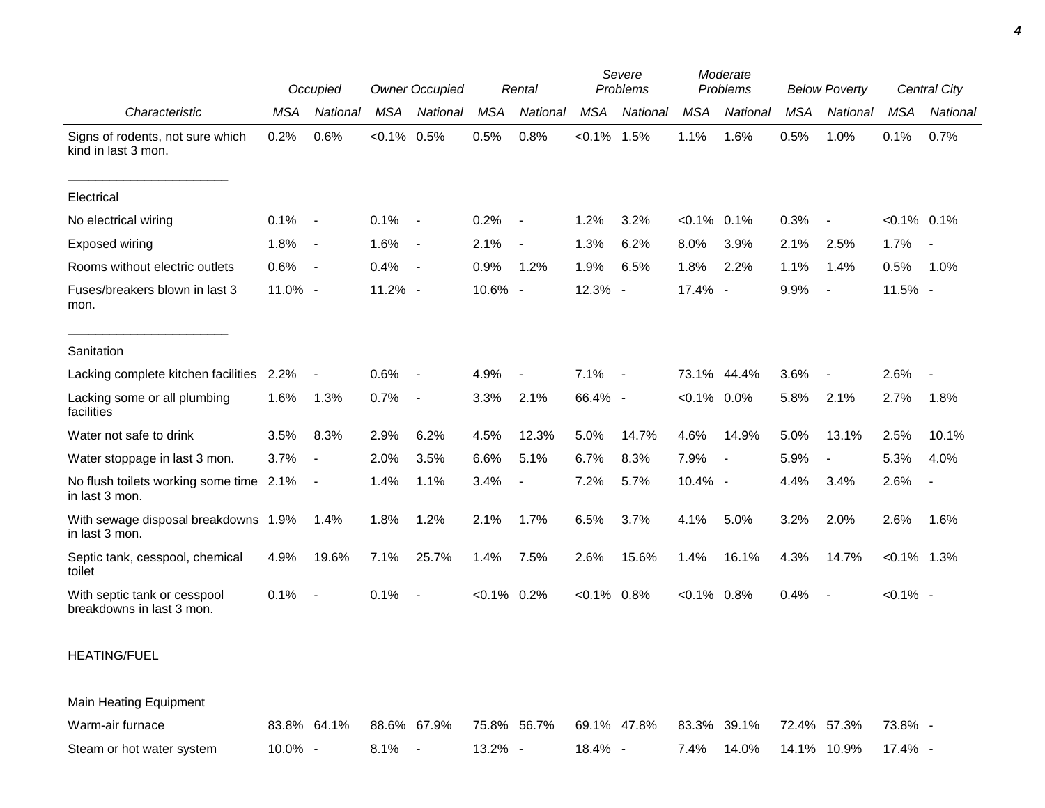| Characteristic | Occupied | | Owner Occupied | | Rental | | Severe Problems | | Moderate Problems | | Below Poverty | | Central City | |
|---|---|---|---|---|---|---|---|---|---|---|---|---|---|---|
| | MSA | National | MSA | National | MSA | National | MSA | National | MSA | National | MSA | National | MSA | National |
| Signs of rodents, not sure which kind in last 3 mon. | 0.2% | 0.6% | <0.1% | 0.5% | 0.5% | 0.8% | <0.1% | 1.5% | 1.1% | 1.6% | 0.5% | 1.0% | 0.1% | 0.7% |
| Electrical | | | | | | | | | | | | | | |
| No electrical wiring | 0.1% | - | 0.1% | - | 0.2% | - | 1.2% | 3.2% | <0.1% | 0.1% | 0.3% | - | <0.1% | 0.1% |
| Exposed wiring | 1.8% | - | 1.6% | - | 2.1% | - | 1.3% | 6.2% | 8.0% | 3.9% | 2.1% | 2.5% | 1.7% | - |
| Rooms without electric outlets | 0.6% | - | 0.4% | - | 0.9% | 1.2% | 1.9% | 6.5% | 1.8% | 2.2% | 1.1% | 1.4% | 0.5% | 1.0% |
| Fuses/breakers blown in last 3 mon. | 11.0% | - | 11.2% | - | 10.6% | - | 12.3% | - | 17.4% | - | 9.9% | - | 11.5% | - |
| Sanitation | | | | | | | | | | | | | | |
| Lacking complete kitchen facilities | 2.2% | - | 0.6% | - | 4.9% | - | 7.1% | - | 73.1% | 44.4% | 3.6% | - | 2.6% | - |
| Lacking some or all plumbing facilities | 1.6% | 1.3% | 0.7% | - | 3.3% | 2.1% | 66.4% | - | <0.1% | 0.0% | 5.8% | 2.1% | 2.7% | 1.8% |
| Water not safe to drink | 3.5% | 8.3% | 2.9% | 6.2% | 4.5% | 12.3% | 5.0% | 14.7% | 4.6% | 14.9% | 5.0% | 13.1% | 2.5% | 10.1% |
| Water stoppage in last 3 mon. | 3.7% | - | 2.0% | 3.5% | 6.6% | 5.1% | 6.7% | 8.3% | 7.9% | - | 5.9% | - | 5.3% | 4.0% |
| No flush toilets working some time in last 3 mon. | 2.1% | - | 1.4% | 1.1% | 3.4% | - | 7.2% | 5.7% | 10.4% | - | 4.4% | 3.4% | 2.6% | - |
| With sewage disposal breakdowns in last 3 mon. | 1.9% | 1.4% | 1.8% | 1.2% | 2.1% | 1.7% | 6.5% | 3.7% | 4.1% | 5.0% | 3.2% | 2.0% | 2.6% | 1.6% |
| Septic tank, cesspool, chemical toilet | 4.9% | 19.6% | 7.1% | 25.7% | 1.4% | 7.5% | 2.6% | 15.6% | 1.4% | 16.1% | 4.3% | 14.7% | <0.1% | 1.3% |
| With septic tank or cesspool breakdowns in last 3 mon. | 0.1% | - | 0.1% | - | <0.1% | 0.2% | <0.1% | 0.8% | <0.1% | 0.8% | 0.4% | - | <0.1% | - |
| HEATING/FUEL | | | | | | | | | | | | | | |
| Main Heating Equipment | | | | | | | | | | | | | | |
| Warm-air furnace | 83.8% | 64.1% | 88.6% | 67.9% | 75.8% | 56.7% | 69.1% | 47.8% | 83.3% | 39.1% | 72.4% | 57.3% | 73.8% | - |
| Steam or hot water system | 10.0% | - | 8.1% | - | 13.2% | - | 18.4% | - | 7.4% | 14.0% | 14.1% | 10.9% | 17.4% | - |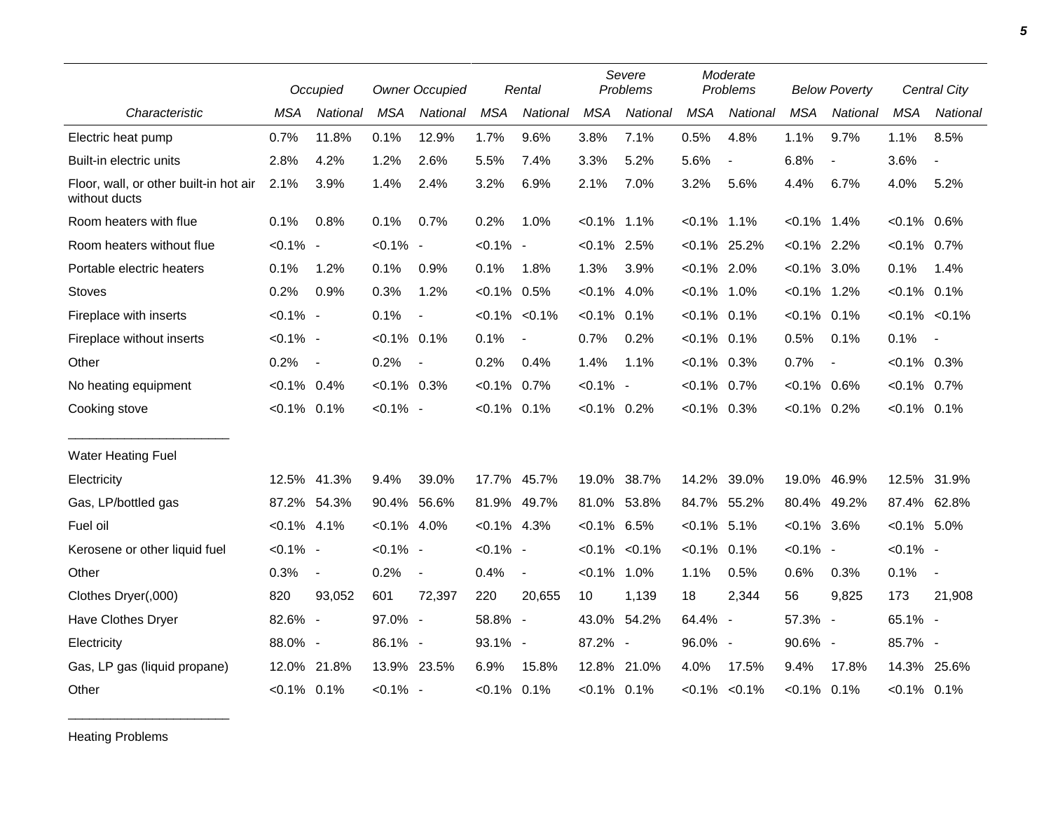| Characteristic | Occupied | | Owner Occupied | | Rental | | Severe Problems | | Moderate Problems | | Below Poverty | | Central City | |
|---|---|---|---|---|---|---|---|---|---|---|---|---|---|---|
| | MSA | National | MSA | National | MSA | National | MSA | National | MSA | National | MSA | National | MSA | National |
| Electric heat pump | 0.7% | 11.8% | 0.1% | 12.9% | 1.7% | 9.6% | 3.8% | 7.1% | 0.5% | 4.8% | 1.1% | 9.7% | 1.1% | 8.5% |
| Built-in electric units | 2.8% | 4.2% | 1.2% | 2.6% | 5.5% | 7.4% | 3.3% | 5.2% | 5.6% | - | 6.8% | - | 3.6% | - |
| Floor, wall, or other built-in hot air without ducts | 2.1% | 3.9% | 1.4% | 2.4% | 3.2% | 6.9% | 2.1% | 7.0% | 3.2% | 5.6% | 4.4% | 6.7% | 4.0% | 5.2% |
| Room heaters with flue | 0.1% | 0.8% | 0.1% | 0.7% | 0.2% | 1.0% | <0.1% | 1.1% | <0.1% | 1.1% | <0.1% | 1.4% | <0.1% | 0.6% |
| Room heaters without flue | <0.1% | - | <0.1% | - | <0.1% | - | <0.1% | 2.5% | <0.1% | 25.2% | <0.1% | 2.2% | <0.1% | 0.7% |
| Portable electric heaters | 0.1% | 1.2% | 0.1% | 0.9% | 0.1% | 1.8% | 1.3% | 3.9% | <0.1% | 2.0% | <0.1% | 3.0% | 0.1% | 1.4% |
| Stoves | 0.2% | 0.9% | 0.3% | 1.2% | <0.1% | 0.5% | <0.1% | 4.0% | <0.1% | 1.0% | <0.1% | 1.2% | <0.1% | 0.1% |
| Fireplace with inserts | <0.1% | - | 0.1% | - | <0.1% | <0.1% | <0.1% | 0.1% | <0.1% | 0.1% | <0.1% | 0.1% | <0.1% | <0.1% |
| Fireplace without inserts | <0.1% | - | <0.1% | 0.1% | 0.1% | - | 0.7% | 0.2% | <0.1% | 0.1% | 0.5% | 0.1% | 0.1% | - |
| Other | 0.2% | - | 0.2% | - | 0.2% | 0.4% | 1.4% | 1.1% | <0.1% | 0.3% | 0.7% | - | <0.1% | 0.3% |
| No heating equipment | <0.1% | 0.4% | <0.1% | 0.3% | <0.1% | 0.7% | <0.1% | - | <0.1% | 0.7% | <0.1% | 0.6% | <0.1% | 0.7% |
| Cooking stove | <0.1% | 0.1% | <0.1% | - | <0.1% | 0.1% | <0.1% | 0.2% | <0.1% | 0.3% | <0.1% | 0.2% | <0.1% | 0.1% |
| **Water Heating Fuel** | | | | | | | | | | | | | | |
| Electricity | 12.5% | 41.3% | 9.4% | 39.0% | 17.7% | 45.7% | 19.0% | 38.7% | 14.2% | 39.0% | 19.0% | 46.9% | 12.5% | 31.9% |
| Gas, LP/bottled gas | 87.2% | 54.3% | 90.4% | 56.6% | 81.9% | 49.7% | 81.0% | 53.8% | 84.7% | 55.2% | 80.4% | 49.2% | 87.4% | 62.8% |
| Fuel oil | <0.1% | 4.1% | <0.1% | 4.0% | <0.1% | 4.3% | <0.1% | 6.5% | <0.1% | 5.1% | <0.1% | 3.6% | <0.1% | 5.0% |
| Kerosene or other liquid fuel | <0.1% | - | <0.1% | - | <0.1% | - | <0.1% | <0.1% | <0.1% | 0.1% | <0.1% | - | <0.1% | - |
| Other | 0.3% | - | 0.2% | - | 0.4% | - | <0.1% | 1.0% | 1.1% | 0.5% | 0.6% | 0.3% | 0.1% | - |
| Clothes Dryer(,000) | 820 | 93,052 | 601 | 72,397 | 220 | 20,655 | 10 | 1,139 | 18 | 2,344 | 56 | 9,825 | 173 | 21,908 |
| Have Clothes Dryer | 82.6% | - | 97.0% | - | 58.8% | - | 43.0% | 54.2% | 64.4% | - | 57.3% | - | 65.1% | - |
| Electricity | 88.0% | - | 86.1% | - | 93.1% | - | 87.2% | - | 96.0% | - | 90.6% | - | 85.7% | - |
| Gas, LP gas (liquid propane) | 12.0% | 21.8% | 13.9% | 23.5% | 6.9% | 15.8% | 12.8% | 21.0% | 4.0% | 17.5% | 9.4% | 17.8% | 14.3% | 25.6% |
| Other | <0.1% | 0.1% | <0.1% | - | <0.1% | 0.1% | <0.1% | 0.1% | <0.1% | <0.1% | <0.1% | 0.1% | <0.1% | 0.1% |
| **Heating Problems** | | | | | | | | | | | | | | |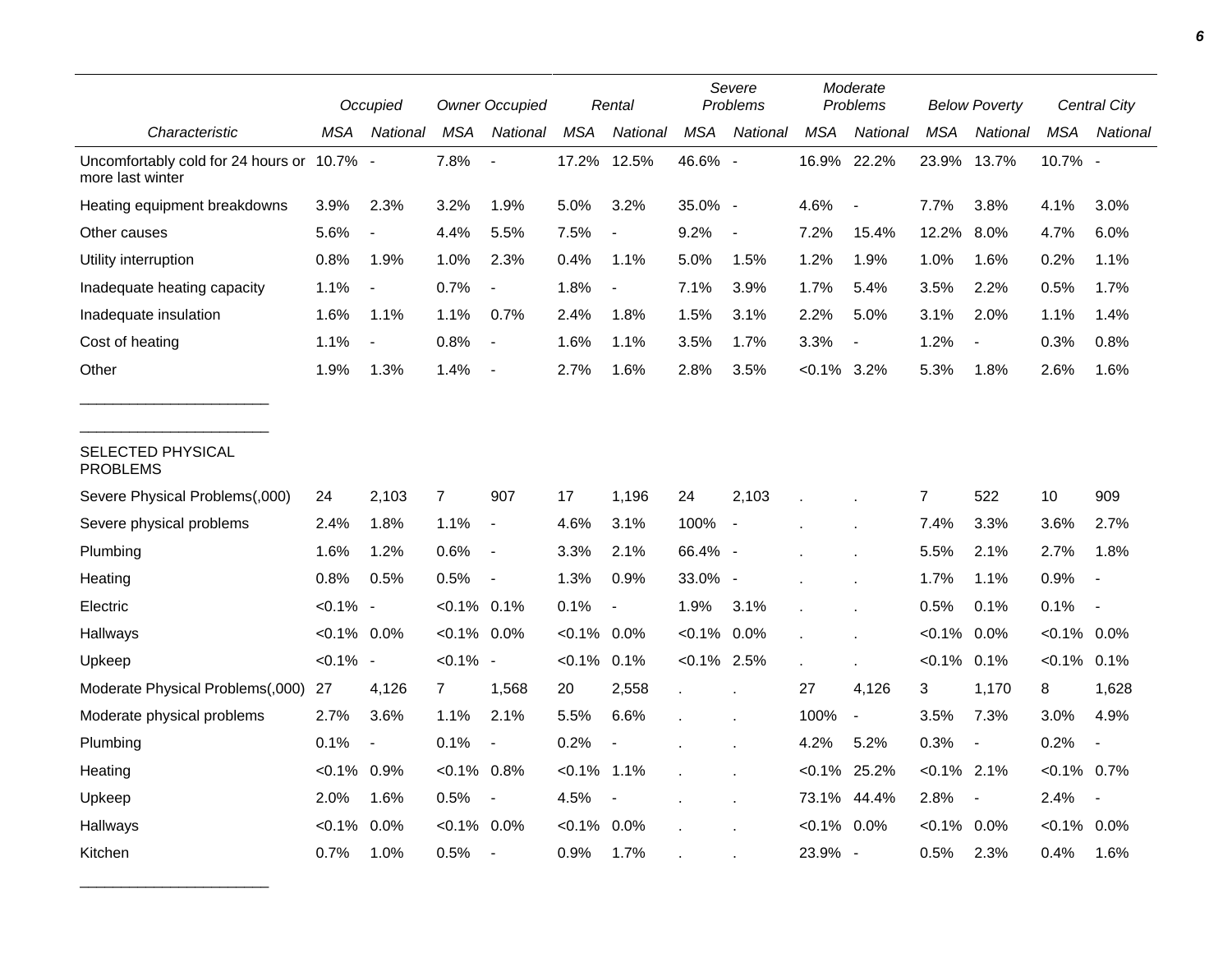| Characteristic | Occupied | | Owner Occupied | | Rental | | Severe Problems | | Moderate Problems | | Below Poverty | | Central City | |
|---|---|---|---|---|---|---|---|---|---|---|---|---|---|---|
| | MSA | National | MSA | National | MSA | National | MSA | National | MSA | National | MSA | National | MSA | National |
| Uncomfortably cold for 24 hours or more last winter | 10.7% | - | 7.8% | - | 17.2% | 12.5% | 46.6% | - | 16.9% | 22.2% | 23.9% | 13.7% | 10.7% | - |
| Heating equipment breakdowns | 3.9% | 2.3% | 3.2% | 1.9% | 5.0% | 3.2% | 35.0% | - | 4.6% | - | 7.7% | 3.8% | 4.1% | 3.0% |
| Other causes | 5.6% | - | 4.4% | 5.5% | 7.5% | - | 9.2% | - | 7.2% | 15.4% | 12.2% | 8.0% | 4.7% | 6.0% |
| Utility interruption | 0.8% | 1.9% | 1.0% | 2.3% | 0.4% | 1.1% | 5.0% | 1.5% | 1.2% | 1.9% | 1.0% | 1.6% | 0.2% | 1.1% |
| Inadequate heating capacity | 1.1% | - | 0.7% | - | 1.8% | - | 7.1% | 3.9% | 1.7% | 5.4% | 3.5% | 2.2% | 0.5% | 1.7% |
| Inadequate insulation | 1.6% | 1.1% | 1.1% | 0.7% | 2.4% | 1.8% | 1.5% | 3.1% | 2.2% | 5.0% | 3.1% | 2.0% | 1.1% | 1.4% |
| Cost of heating | 1.1% | - | 0.8% | - | 1.6% | 1.1% | 3.5% | 1.7% | 3.3% | - | 1.2% | - | 0.3% | 0.8% |
| Other | 1.9% | 1.3% | 1.4% | - | 2.7% | 1.6% | 2.8% | 3.5% | <0.1% | 3.2% | 5.3% | 1.8% | 2.6% | 1.6% |
| SELECTED PHYSICAL PROBLEMS | | | | | | | | | | | | | | |
| Severe Physical Problems(,000) | 24 | 2,103 | 7 | 907 | 17 | 1,196 | 24 | 2,103 | . | . | 7 | 522 | 10 | 909 |
| Severe physical problems | 2.4% | 1.8% | 1.1% | - | 4.6% | 3.1% | 100% | - | . | . | 7.4% | 3.3% | 3.6% | 2.7% |
| Plumbing | 1.6% | 1.2% | 0.6% | - | 3.3% | 2.1% | 66.4% | - | . | . | 5.5% | 2.1% | 2.7% | 1.8% |
| Heating | 0.8% | 0.5% | 0.5% | - | 1.3% | 0.9% | 33.0% | - | . | . | 1.7% | 1.1% | 0.9% | - |
| Electric | <0.1% | - | <0.1% | 0.1% | 0.1% | - | 1.9% | 3.1% | . | . | 0.5% | 0.1% | 0.1% | - |
| Hallways | <0.1% | 0.0% | <0.1% | 0.0% | <0.1% | 0.0% | <0.1% | 0.0% | . | . | <0.1% | 0.0% | <0.1% | 0.0% |
| Upkeep | <0.1% | - | <0.1% | - | <0.1% | 0.1% | <0.1% | 2.5% | . | . | <0.1% | 0.1% | <0.1% | 0.1% |
| Moderate Physical Problems(,000) | 27 | 4,126 | 7 | 1,568 | 20 | 2,558 | . | . | 27 | 4,126 | 3 | 1,170 | 8 | 1,628 |
| Moderate physical problems | 2.7% | 3.6% | 1.1% | 2.1% | 5.5% | 6.6% | . | . | 100% | - | 3.5% | 7.3% | 3.0% | 4.9% |
| Plumbing | 0.1% | - | 0.1% | - | 0.2% | - | . | . | 4.2% | 5.2% | 0.3% | - | 0.2% | - |
| Heating | <0.1% | 0.9% | <0.1% | 0.8% | <0.1% | 1.1% | . | . | <0.1% | 25.2% | <0.1% | 2.1% | <0.1% | 0.7% |
| Upkeep | 2.0% | 1.6% | 0.5% | - | 4.5% | - | . | . | 73.1% | 44.4% | 2.8% | - | 2.4% | - |
| Hallways | <0.1% | 0.0% | <0.1% | 0.0% | <0.1% | 0.0% | . | . | <0.1% | 0.0% | <0.1% | 0.0% | <0.1% | 0.0% |
| Kitchen | 0.7% | 1.0% | 0.5% | - | 0.9% | 1.7% | . | . | 23.9% | - | 0.5% | 2.3% | 0.4% | 1.6% |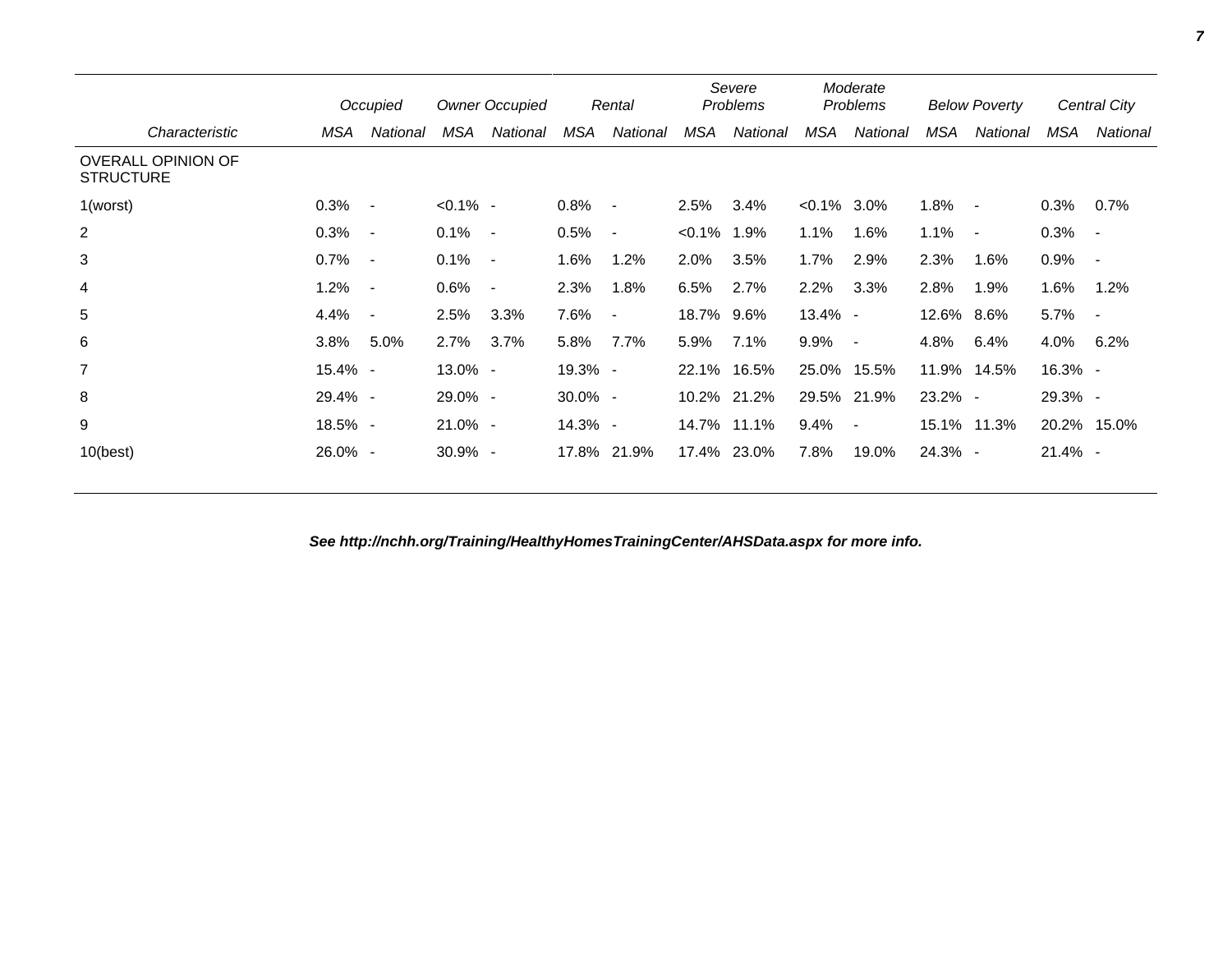| | Occupied | | Owner Occupied | | Rental | | Severe Problems | | Moderate Problems | | Below Poverty | | Central City | |
|---|---|---|---|---|---|---|---|---|---|---|---|---|---|---|
| Characteristic | MSA | National | MSA | National | MSA | National | MSA | National | MSA | National | MSA | National | MSA | National |
| OVERALL OPINION OF STRUCTURE | | | | | | | | | | | | | | |
| 1(worst) | 0.3% | - | <0.1% | - | 0.8% | - | 2.5% | 3.4% | <0.1% | 3.0% | 1.8% | - | 0.3% | 0.7% |
| 2 | 0.3% | - | 0.1% | - | 0.5% | - | <0.1% | 1.9% | 1.1% | 1.6% | 1.1% | - | 0.3% | - |
| 3 | 0.7% | - | 0.1% | - | 1.6% | 1.2% | 2.0% | 3.5% | 1.7% | 2.9% | 2.3% | 1.6% | 0.9% | - |
| 4 | 1.2% | - | 0.6% | - | 2.3% | 1.8% | 6.5% | 2.7% | 2.2% | 3.3% | 2.8% | 1.9% | 1.6% | 1.2% |
| 5 | 4.4% | - | 2.5% | 3.3% | 7.6% | - | 18.7% | 9.6% | 13.4% | - | 12.6% | 8.6% | 5.7% | - |
| 6 | 3.8% | 5.0% | 2.7% | 3.7% | 5.8% | 7.7% | 5.9% | 7.1% | 9.9% | - | 4.8% | 6.4% | 4.0% | 6.2% |
| 7 | 15.4% | - | 13.0% | - | 19.3% | - | 22.1% | 16.5% | 25.0% | 15.5% | 11.9% | 14.5% | 16.3% | - |
| 8 | 29.4% | - | 29.0% | - | 30.0% | - | 10.2% | 21.2% | 29.5% | 21.9% | 23.2% | - | 29.3% | - |
| 9 | 18.5% | - | 21.0% | - | 14.3% | - | 14.7% | 11.1% | 9.4% | - | 15.1% | 11.3% | 20.2% | 15.0% |
| 10(best) | 26.0% | - | 30.9% | - | 17.8% | 21.9% | 17.4% | 23.0% | 7.8% | 19.0% | 24.3% | - | 21.4% | - |

***See http://nchh.org/Training/HealthyHomesTrainingCenter/AHSData.aspx for more info.***